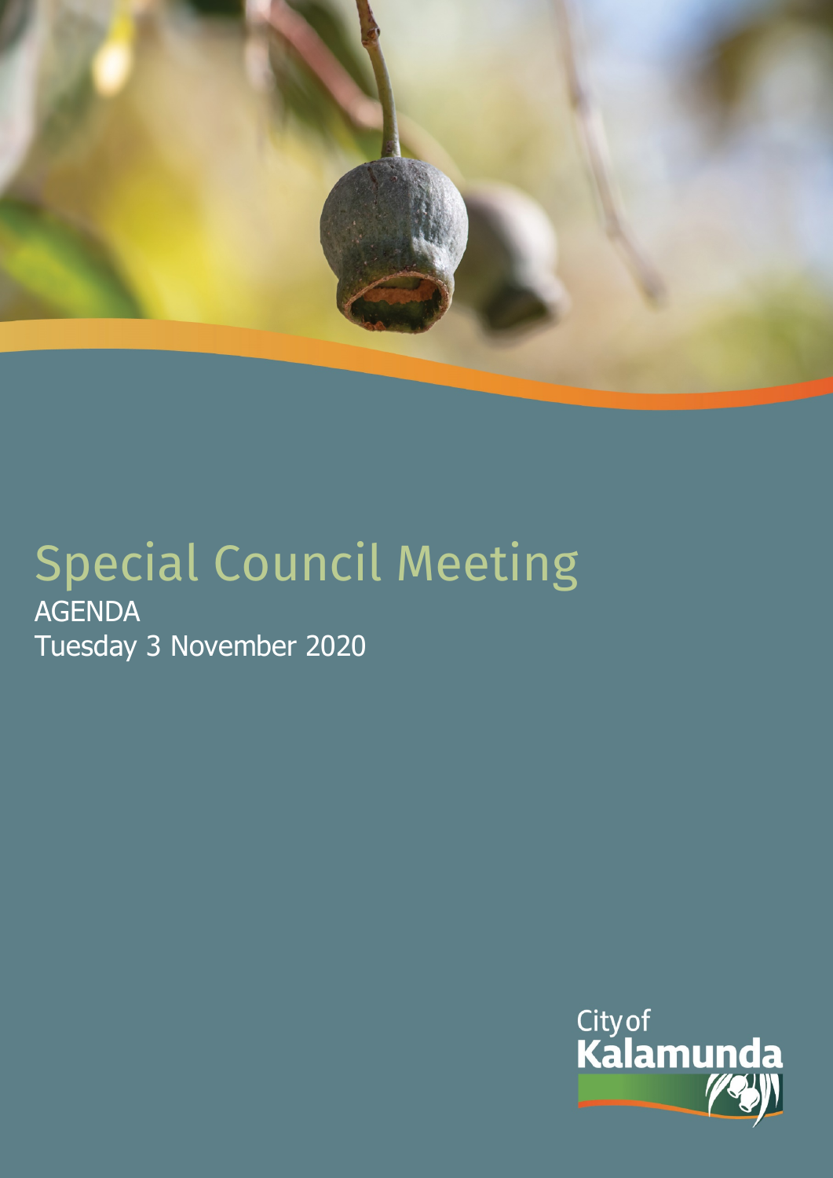# Special Council Meeting

AGENDA

Tuesday 3 November 2020

City of Kalamunda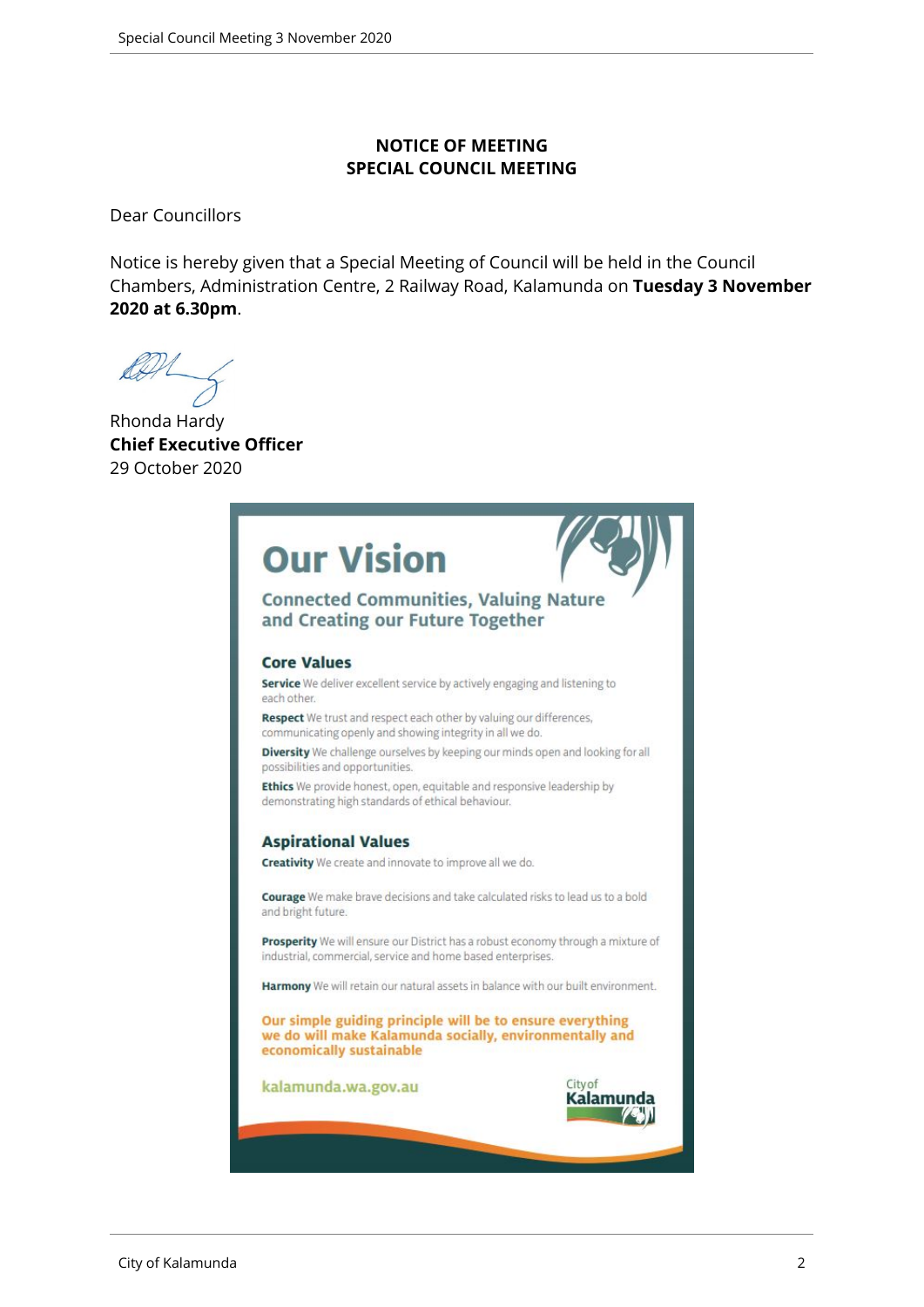**NOTICE OF MEETING**
**SPECIAL COUNCIL MEETING**

Dear Councillors

Notice is hereby given that a Special Meeting of Council will be held in the Council Chambers, Administration Centre, 2 Railway Road, Kalamunda on **Tuesday 3 November 2020 at 6.30pm**.

Rhonda Hardy
**Chief Executive Officer**
29 October 2020

# Our Vision

## Connected Communities, Valuing Nature and Creating our Future Together

### Core Values

**Service** We deliver excellent service by actively engaging and listening to each other.

**Respect** We trust and respect each other by valuing our differences, communicating openly and showing integrity in all we do.

**Diversity** We challenge ourselves by keeping our minds open and looking for all possibilities and opportunities.

**Ethics** We provide honest, open, equitable and responsive leadership by demonstrating high standards of ethical behaviour.

### Aspirational Values

**Creativity** We create and innovate to improve all we do.

**Courage** We make brave decisions and take calculated risks to lead us to a bold and bright future.

**Prosperity** We will ensure our District has a robust economy through a mixture of industrial, commercial, service and home based enterprises.

**Harmony** We will retain our natural assets in balance with our built environment.

**Our simple guiding principle will be to ensure everything we do will make Kalamunda socially, environmentally and economically sustainable**

kalamunda.wa.gov.au

City of Kalamunda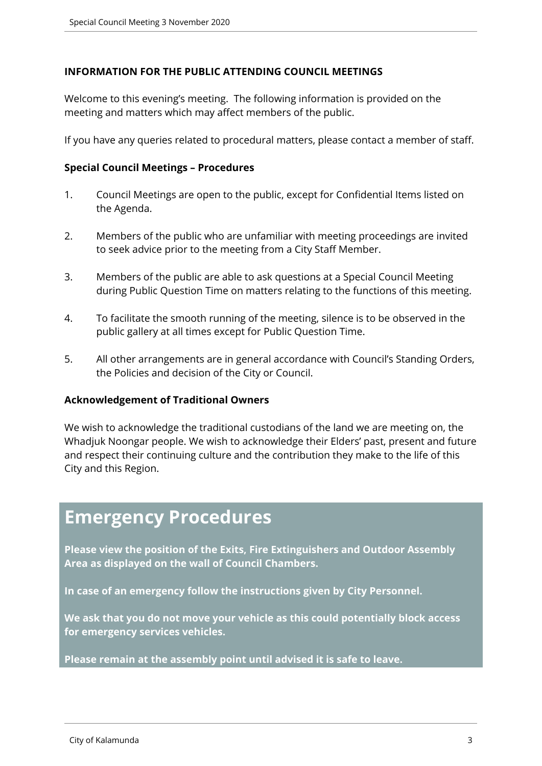**INFORMATION FOR THE PUBLIC ATTENDING COUNCIL MEETINGS**

Welcome to this evening's meeting. The following information is provided on the meeting and matters which may affect members of the public.

If you have any queries related to procedural matters, please contact a member of staff.

**Special Council Meetings – Procedures**

1. Council Meetings are open to the public, except for Confidential Items listed on the Agenda.

2. Members of the public who are unfamiliar with meeting proceedings are invited to seek advice prior to the meeting from a City Staff Member.

3. Members of the public are able to ask questions at a Special Council Meeting during Public Question Time on matters relating to the functions of this meeting.

4. To facilitate the smooth running of the meeting, silence is to be observed in the public gallery at all times except for Public Question Time.

5. All other arrangements are in general accordance with Council's Standing Orders, the Policies and decision of the City or Council.

**Acknowledgement of Traditional Owners**

We wish to acknowledge the traditional custodians of the land we are meeting on, the Whadjuk Noongar people. We wish to acknowledge their Elders' past, present and future and respect their continuing culture and the contribution they make to the life of this City and this Region.

# Emergency Procedures

**Please view the position of the Exits, Fire Extinguishers and Outdoor Assembly Area as displayed on the wall of Council Chambers.**

**In case of an emergency follow the instructions given by City Personnel.**

**We ask that you do not move your vehicle as this could potentially block access for emergency services vehicles.**

**Please remain at the assembly point until advised it is safe to leave.**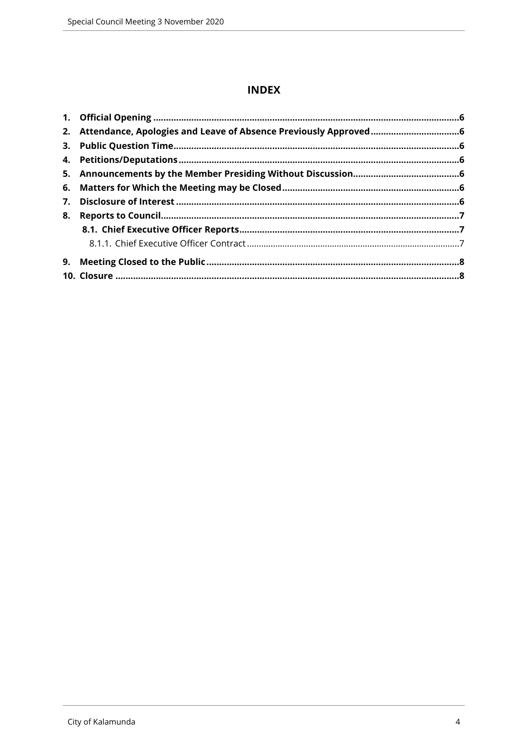## INDEX

**1. Official Opening** ........................................................................................................................6
**2. Attendance, Apologies and Leave of Absence Previously Approved** ..................................6
**3. Public Question Time** ................................................................................................................6
**4. Petitions/Deputations** ..............................................................................................................6
**5. Announcements by the Member Presiding Without Discussion** ..........................................6
**6. Matters for Which the Meeting may be Closed** .....................................................................6
**7. Disclosure of Interest** ...............................................................................................................6
**8. Reports to Council** .....................................................................................................................7
**8.1. Chief Executive Officer Reports** ......................................................................................7
8.1.1. Chief Executive Officer Contract ........................................................................................7
**9. Meeting Closed to the Public** ....................................................................................................8
**10. Closure** .......................................................................................................................................8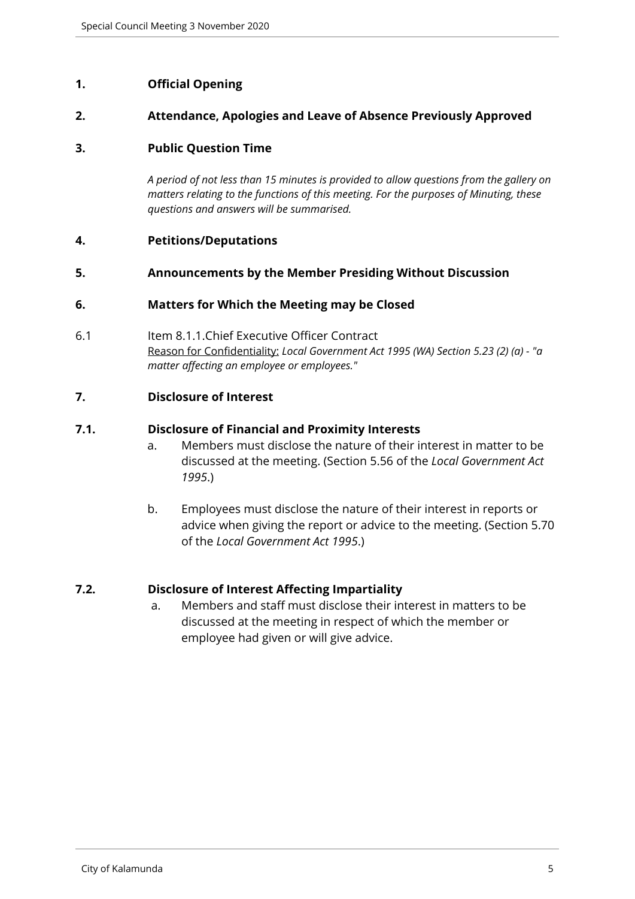## 1. Official Opening

## 2. Attendance, Apologies and Leave of Absence Previously Approved

## 3. Public Question Time

*A period of not less than 15 minutes is provided to allow questions from the gallery on matters relating to the functions of this meeting. For the purposes of Minuting, these questions and answers will be summarised.*

## 4. Petitions/Deputations

## 5. Announcements by the Member Presiding Without Discussion

## 6. Matters for Which the Meeting may be Closed

6.1 Item 8.1.1.Chief Executive Officer Contract
Reason for Confidentiality: *Local Government Act 1995 (WA) Section 5.23 (2) (a) - "a matter affecting an employee or employees."*

## 7. Disclosure of Interest

### 7.1. Disclosure of Financial and Proximity Interests

a. Members must disclose the nature of their interest in matter to be discussed at the meeting. (Section 5.56 of the *Local Government Act 1995*.)

b. Employees must disclose the nature of their interest in reports or advice when giving the report or advice to the meeting. (Section 5.70 of the *Local Government Act 1995*.)

### 7.2. Disclosure of Interest Affecting Impartiality

a. Members and staff must disclose their interest in matters to be discussed at the meeting in respect of which the member or employee had given or will give advice.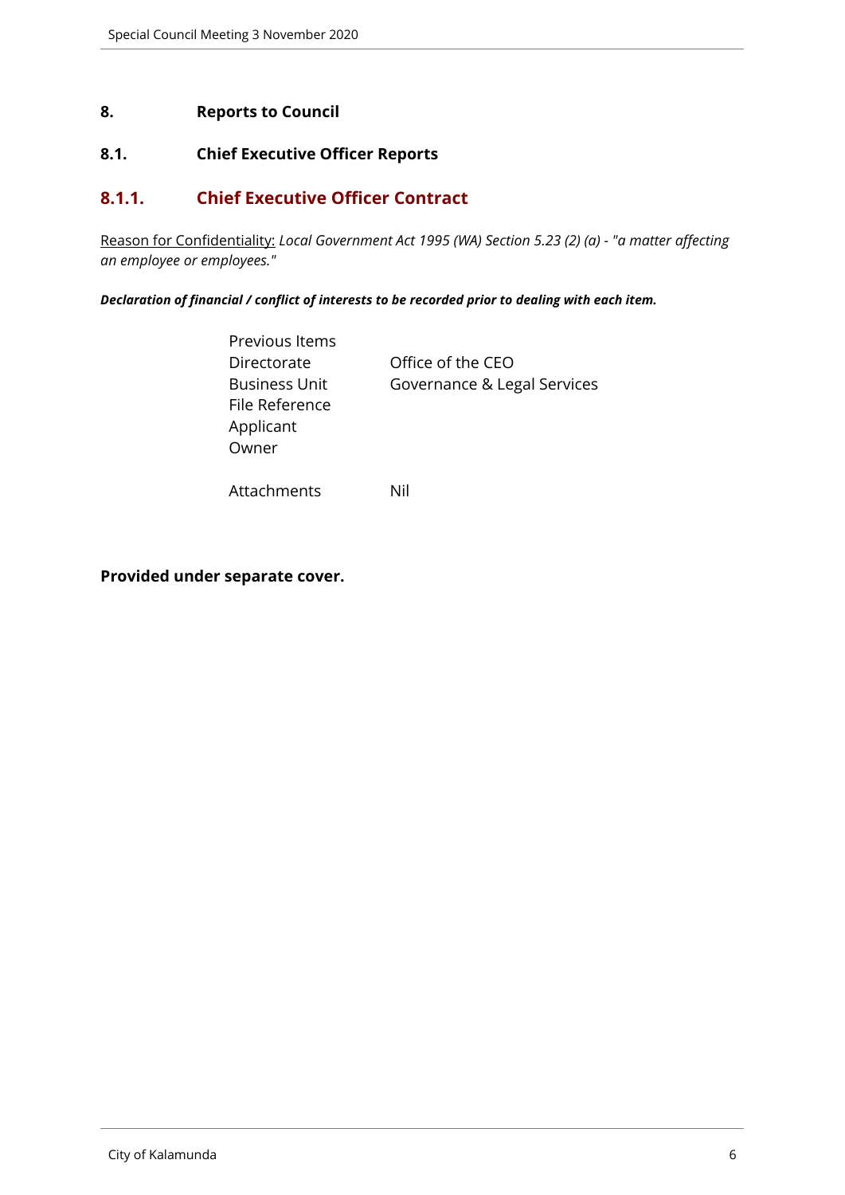# 8. Reports to Council

## 8.1. Chief Executive Officer Reports

### 8.1.1. Chief Executive Officer Contract

Reason for Confidentiality: *Local Government Act 1995 (WA) Section 5.23 (2) (a) - "a matter affecting an employee or employees."*

***Declaration of financial / conflict of interests to be recorded prior to dealing with each item.***

| | |
|---|---|
| Previous Items | |
| Directorate | Office of the CEO |
| Business Unit | Governance & Legal Services |
| File Reference | |
| Applicant | |
| Owner | |
| Attachments | Nil |

**Provided under separate cover.**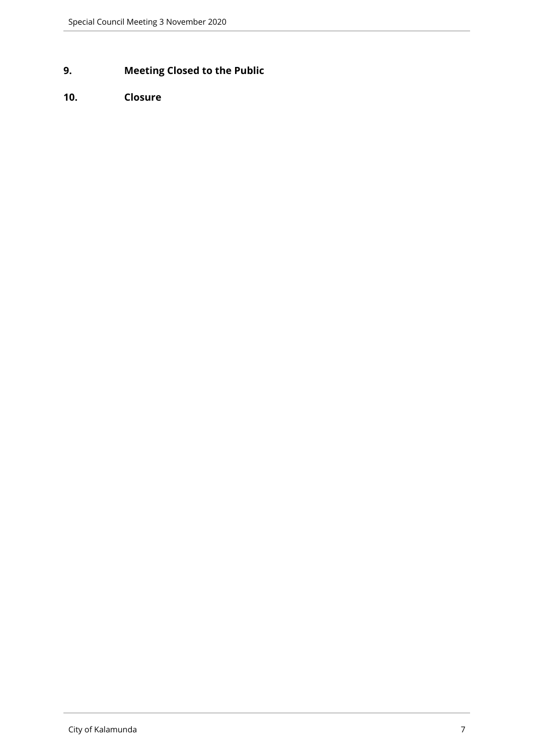## 9. Meeting Closed to the Public

## 10. Closure